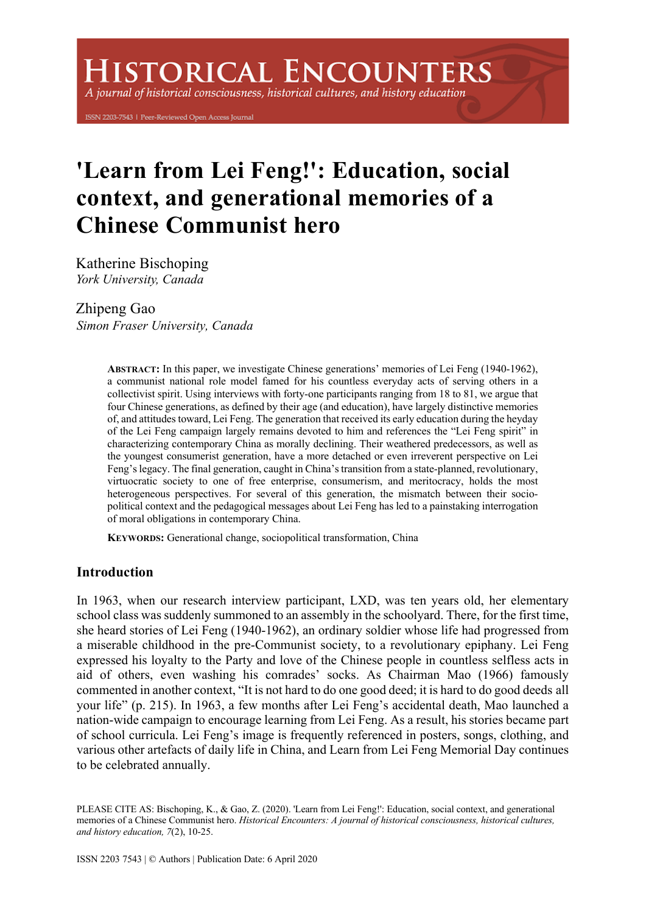# 'Learn from Lei Feng!': Education, social context, and generational memories of a Chinese Communist hero

Katherine Bischoping
*York University, Canada*

Zhipeng Gao
*Simon Fraser University, Canada*

**ABSTRACT:** In this paper, we investigate Chinese generations' memories of Lei Feng (1940-1962), a communist national role model famed for his countless everyday acts of serving others in a collectivist spirit. Using interviews with forty-one participants ranging from 18 to 81, we argue that four Chinese generations, as defined by their age (and education), have largely distinctive memories of, and attitudes toward, Lei Feng. The generation that received its early education during the heyday of the Lei Feng campaign largely remains devoted to him and references the "Lei Feng spirit" in characterizing contemporary China as morally declining. Their weathered predecessors, as well as the youngest consumerist generation, have a more detached or even irreverent perspective on Lei Feng's legacy. The final generation, caught in China's transition from a state-planned, revolutionary, virtuocratic society to one of free enterprise, consumerism, and meritocracy, holds the most heterogeneous perspectives. For several of this generation, the mismatch between their socio-political context and the pedagogical messages about Lei Feng has led to a painstaking interrogation of moral obligations in contemporary China.

**KEYWORDS:** Generational change, sociopolitical transformation, China

## Introduction

In 1963, when our research interview participant, LXD, was ten years old, her elementary school class was suddenly summoned to an assembly in the schoolyard. There, for the first time, she heard stories of Lei Feng (1940-1962), an ordinary soldier whose life had progressed from a miserable childhood in the pre-Communist society, to a revolutionary epiphany. Lei Feng expressed his loyalty to the Party and love of the Chinese people in countless selfless acts in aid of others, even washing his comrades' socks. As Chairman Mao (1966) famously commented in another context, "It is not hard to do one good deed; it is hard to do good deeds all your life" (p. 215). In 1963, a few months after Lei Feng's accidental death, Mao launched a nation-wide campaign to encourage learning from Lei Feng. As a result, his stories became part of school curricula. Lei Feng's image is frequently referenced in posters, songs, clothing, and various other artefacts of daily life in China, and Learn from Lei Feng Memorial Day continues to be celebrated annually.

PLEASE CITE AS: Bischoping, K., & Gao, Z. (2020). 'Learn from Lei Feng!': Education, social context, and generational memories of a Chinese Communist hero. *Historical Encounters: A journal of historical consciousness, historical cultures, and history education, 7*(2), 10-25.

ISSN 2203 7543 | © Authors | Publication Date: 6 April 2020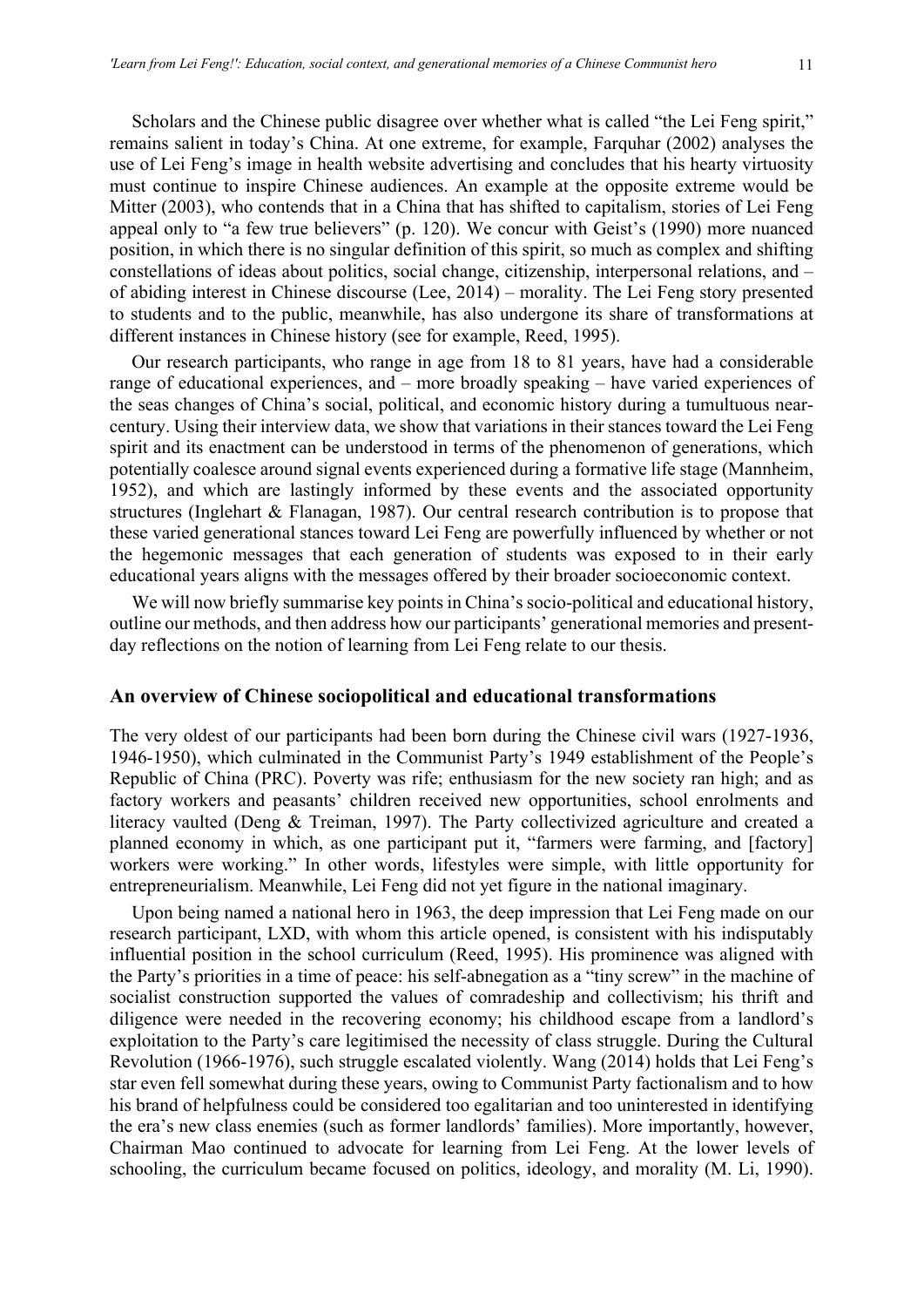Scholars and the Chinese public disagree over whether what is called "the Lei Feng spirit," remains salient in today's China. At one extreme, for example, Farquhar (2002) analyses the use of Lei Feng's image in health website advertising and concludes that his hearty virtuosity must continue to inspire Chinese audiences. An example at the opposite extreme would be Mitter (2003), who contends that in a China that has shifted to capitalism, stories of Lei Feng appeal only to "a few true believers" (p. 120). We concur with Geist's (1990) more nuanced position, in which there is no singular definition of this spirit, so much as complex and shifting constellations of ideas about politics, social change, citizenship, interpersonal relations, and – of abiding interest in Chinese discourse (Lee, 2014) – morality. The Lei Feng story presented to students and to the public, meanwhile, has also undergone its share of transformations at different instances in Chinese history (see for example, Reed, 1995).

Our research participants, who range in age from 18 to 81 years, have had a considerable range of educational experiences, and – more broadly speaking – have varied experiences of the seas changes of China's social, political, and economic history during a tumultuous near-century. Using their interview data, we show that variations in their stances toward the Lei Feng spirit and its enactment can be understood in terms of the phenomenon of generations, which potentially coalesce around signal events experienced during a formative life stage (Mannheim, 1952), and which are lastingly informed by these events and the associated opportunity structures (Inglehart & Flanagan, 1987). Our central research contribution is to propose that these varied generational stances toward Lei Feng are powerfully influenced by whether or not the hegemonic messages that each generation of students was exposed to in their early educational years aligns with the messages offered by their broader socioeconomic context.

We will now briefly summarise key points in China's socio-political and educational history, outline our methods, and then address how our participants' generational memories and present-day reflections on the notion of learning from Lei Feng relate to our thesis.

## An overview of Chinese sociopolitical and educational transformations

The very oldest of our participants had been born during the Chinese civil wars (1927-1936, 1946-1950), which culminated in the Communist Party's 1949 establishment of the People's Republic of China (PRC). Poverty was rife; enthusiasm for the new society ran high; and as factory workers and peasants' children received new opportunities, school enrolments and literacy vaulted (Deng & Treiman, 1997). The Party collectivized agriculture and created a planned economy in which, as one participant put it, "farmers were farming, and [factory] workers were working." In other words, lifestyles were simple, with little opportunity for entrepreneurialism. Meanwhile, Lei Feng did not yet figure in the national imaginary.

Upon being named a national hero in 1963, the deep impression that Lei Feng made on our research participant, LXD, with whom this article opened, is consistent with his indisputably influential position in the school curriculum (Reed, 1995). His prominence was aligned with the Party's priorities in a time of peace: his self-abnegation as a "tiny screw" in the machine of socialist construction supported the values of comradeship and collectivism; his thrift and diligence were needed in the recovering economy; his childhood escape from a landlord's exploitation to the Party's care legitimised the necessity of class struggle. During the Cultural Revolution (1966-1976), such struggle escalated violently. Wang (2014) holds that Lei Feng's star even fell somewhat during these years, owing to Communist Party factionalism and to how his brand of helpfulness could be considered too egalitarian and too uninterested in identifying the era's new class enemies (such as former landlords' families). More importantly, however, Chairman Mao continued to advocate for learning from Lei Feng. At the lower levels of schooling, the curriculum became focused on politics, ideology, and morality (M. Li, 1990).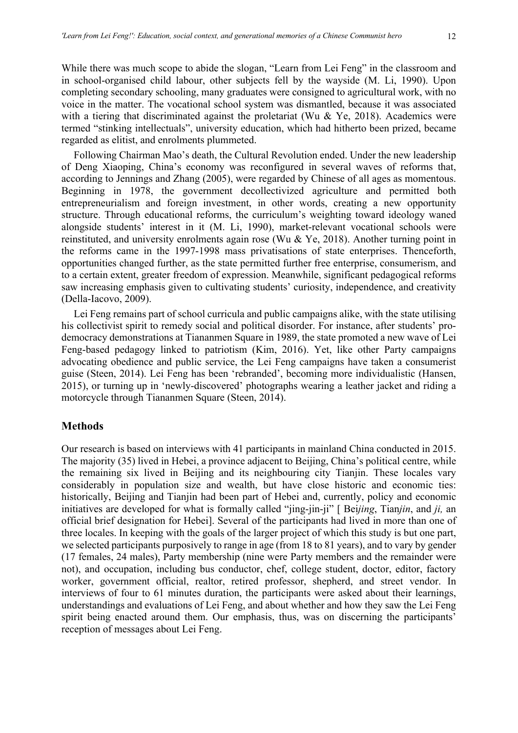While there was much scope to abide the slogan, "Learn from Lei Feng" in the classroom and in school-organised child labour, other subjects fell by the wayside (M. Li, 1990). Upon completing secondary schooling, many graduates were consigned to agricultural work, with no voice in the matter. The vocational school system was dismantled, because it was associated with a tiering that discriminated against the proletariat (Wu & Ye, 2018). Academics were termed "stinking intellectuals", university education, which had hitherto been prized, became regarded as elitist, and enrolments plummeted.

Following Chairman Mao's death, the Cultural Revolution ended. Under the new leadership of Deng Xiaoping, China's economy was reconfigured in several waves of reforms that, according to Jennings and Zhang (2005), were regarded by Chinese of all ages as momentous. Beginning in 1978, the government decollectivized agriculture and permitted both entrepreneurialism and foreign investment, in other words, creating a new opportunity structure. Through educational reforms, the curriculum's weighting toward ideology waned alongside students' interest in it (M. Li, 1990), market-relevant vocational schools were reinstituted, and university enrolments again rose (Wu & Ye, 2018). Another turning point in the reforms came in the 1997-1998 mass privatisations of state enterprises. Thenceforth, opportunities changed further, as the state permitted further free enterprise, consumerism, and to a certain extent, greater freedom of expression. Meanwhile, significant pedagogical reforms saw increasing emphasis given to cultivating students' curiosity, independence, and creativity (Della-Iacovo, 2009).

Lei Feng remains part of school curricula and public campaigns alike, with the state utilising his collectivist spirit to remedy social and political disorder. For instance, after students' pro-democracy demonstrations at Tiananmen Square in 1989, the state promoted a new wave of Lei Feng-based pedagogy linked to patriotism (Kim, 2016). Yet, like other Party campaigns advocating obedience and public service, the Lei Feng campaigns have taken a consumerist guise (Steen, 2014). Lei Feng has been 'rebranded', becoming more individualistic (Hansen, 2015), or turning up in 'newly-discovered' photographs wearing a leather jacket and riding a motorcycle through Tiananmen Square (Steen, 2014).

## Methods

Our research is based on interviews with 41 participants in mainland China conducted in 2015. The majority (35) lived in Hebei, a province adjacent to Beijing, China's political centre, while the remaining six lived in Beijing and its neighbouring city Tianjin. These locales vary considerably in population size and wealth, but have close historic and economic ties: historically, Beijing and Tianjin had been part of Hebei and, currently, policy and economic initiatives are developed for what is formally called "jing-jin-ji" [ Bei*jing*, Tian*jin*, and *ji,* an official brief designation for Hebei]. Several of the participants had lived in more than one of three locales. In keeping with the goals of the larger project of which this study is but one part, we selected participants purposively to range in age (from 18 to 81 years), and to vary by gender (17 females, 24 males), Party membership (nine were Party members and the remainder were not), and occupation, including bus conductor, chef, college student, doctor, editor, factory worker, government official, realtor, retired professor, shepherd, and street vendor. In interviews of four to 61 minutes duration, the participants were asked about their learnings, understandings and evaluations of Lei Feng, and about whether and how they saw the Lei Feng spirit being enacted around them. Our emphasis, thus, was on discerning the participants' reception of messages about Lei Feng.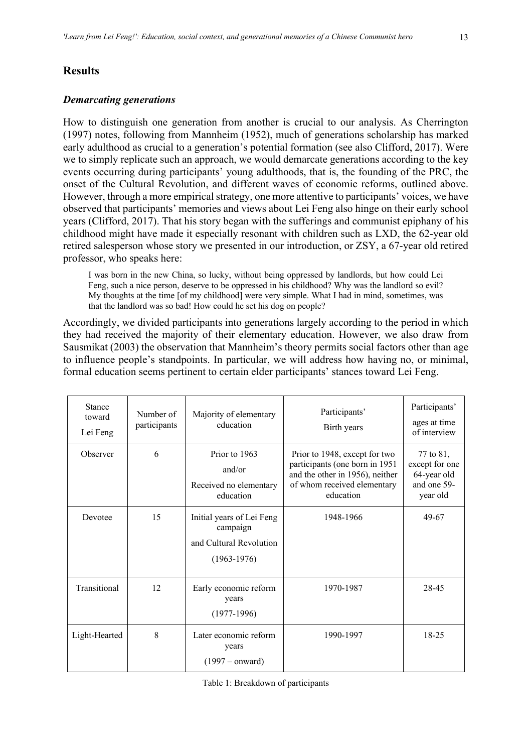## Results

### *Demarcating generations*

How to distinguish one generation from another is crucial to our analysis. As Cherrington (1997) notes, following from Mannheim (1952), much of generations scholarship has marked early adulthood as crucial to a generation's potential formation (see also Clifford, 2017). Were we to simply replicate such an approach, we would demarcate generations according to the key events occurring during participants' young adulthoods, that is, the founding of the PRC, the onset of the Cultural Revolution, and different waves of economic reforms, outlined above. However, through a more empirical strategy, one more attentive to participants' voices, we have observed that participants' memories and views about Lei Feng also hinge on their early school years (Clifford, 2017). That his story began with the sufferings and communist epiphany of his childhood might have made it especially resonant with children such as LXD, the 62-year old retired salesperson whose story we presented in our introduction, or ZSY, a 67-year old retired professor, who speaks here:

> I was born in the new China, so lucky, without being oppressed by landlords, but how could Lei Feng, such a nice person, deserve to be oppressed in his childhood? Why was the landlord so evil? My thoughts at the time [of my childhood] were very simple. What I had in mind, sometimes, was that the landlord was so bad! How could he set his dog on people?

Accordingly, we divided participants into generations largely according to the period in which they had received the majority of their elementary education. However, we also draw from Sausmikat (2003) the observation that Mannheim's theory permits social factors other than age to influence people's standpoints. In particular, we will address how having no, or minimal, formal education seems pertinent to certain elder participants' stances toward Lei Feng.

| Stance toward Lei Feng | Number of participants | Majority of elementary education | Participants' Birth years | Participants' ages at time of interview |
|---|---|---|---|---|
| Observer | 6 | Prior to 1963 and/or Received no elementary education | Prior to 1948, except for two participants (one born in 1951 and the other in 1956), neither of whom received elementary education | 77 to 81, except for one 64-year old and one 59-year old |
| Devotee | 15 | Initial years of Lei Feng campaign and Cultural Revolution (1963-1976) | 1948-1966 | 49-67 |
| Transitional | 12 | Early economic reform years (1977-1996) | 1970-1987 | 28-45 |
| Light-Hearted | 8 | Later economic reform years (1997 – onward) | 1990-1997 | 18-25 |

Table 1: Breakdown of participants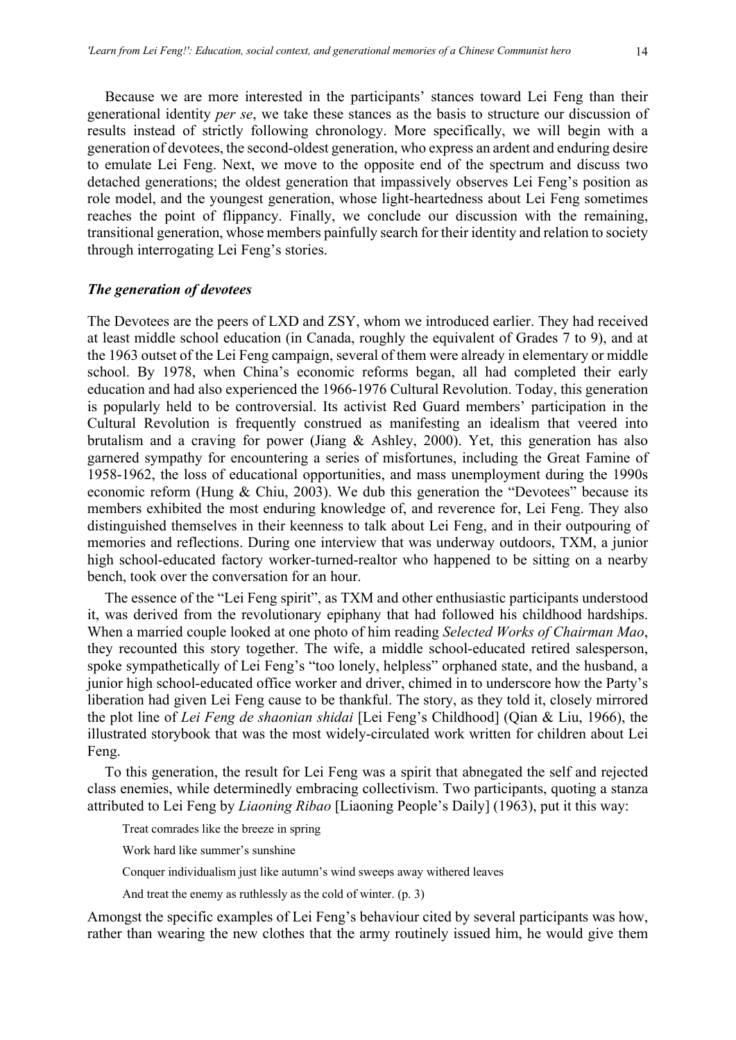Because we are more interested in the participants' stances toward Lei Feng than their generational identity *per se*, we take these stances as the basis to structure our discussion of results instead of strictly following chronology. More specifically, we will begin with a generation of devotees, the second-oldest generation, who express an ardent and enduring desire to emulate Lei Feng. Next, we move to the opposite end of the spectrum and discuss two detached generations; the oldest generation that impassively observes Lei Feng's position as role model, and the youngest generation, whose light-heartedness about Lei Feng sometimes reaches the point of flippancy. Finally, we conclude our discussion with the remaining, transitional generation, whose members painfully search for their identity and relation to society through interrogating Lei Feng's stories.

### *The generation of devotees*

The Devotees are the peers of LXD and ZSY, whom we introduced earlier. They had received at least middle school education (in Canada, roughly the equivalent of Grades 7 to 9), and at the 1963 outset of the Lei Feng campaign, several of them were already in elementary or middle school. By 1978, when China's economic reforms began, all had completed their early education and had also experienced the 1966-1976 Cultural Revolution. Today, this generation is popularly held to be controversial. Its activist Red Guard members' participation in the Cultural Revolution is frequently construed as manifesting an idealism that veered into brutalism and a craving for power (Jiang & Ashley, 2000). Yet, this generation has also garnered sympathy for encountering a series of misfortunes, including the Great Famine of 1958-1962, the loss of educational opportunities, and mass unemployment during the 1990s economic reform (Hung & Chiu, 2003). We dub this generation the "Devotees" because its members exhibited the most enduring knowledge of, and reverence for, Lei Feng. They also distinguished themselves in their keenness to talk about Lei Feng, and in their outpouring of memories and reflections. During one interview that was underway outdoors, TXM, a junior high school-educated factory worker-turned-realtor who happened to be sitting on a nearby bench, took over the conversation for an hour.

The essence of the "Lei Feng spirit", as TXM and other enthusiastic participants understood it, was derived from the revolutionary epiphany that had followed his childhood hardships. When a married couple looked at one photo of him reading *Selected Works of Chairman Mao*, they recounted this story together. The wife, a middle school-educated retired salesperson, spoke sympathetically of Lei Feng's "too lonely, helpless" orphaned state, and the husband, a junior high school-educated office worker and driver, chimed in to underscore how the Party's liberation had given Lei Feng cause to be thankful. The story, as they told it, closely mirrored the plot line of *Lei Feng de shaonian shidai* [Lei Feng's Childhood] (Qian & Liu, 1966), the illustrated storybook that was the most widely-circulated work written for children about Lei Feng.

To this generation, the result for Lei Feng was a spirit that abnegated the self and rejected class enemies, while determinedly embracing collectivism. Two participants, quoting a stanza attributed to Lei Feng by *Liaoning Ribao* [Liaoning People's Daily] (1963), put it this way:

> Treat comrades like the breeze in spring
>
> Work hard like summer's sunshine
>
> Conquer individualism just like autumn's wind sweeps away withered leaves
>
> And treat the enemy as ruthlessly as the cold of winter. (p. 3)

Amongst the specific examples of Lei Feng's behaviour cited by several participants was how, rather than wearing the new clothes that the army routinely issued him, he would give them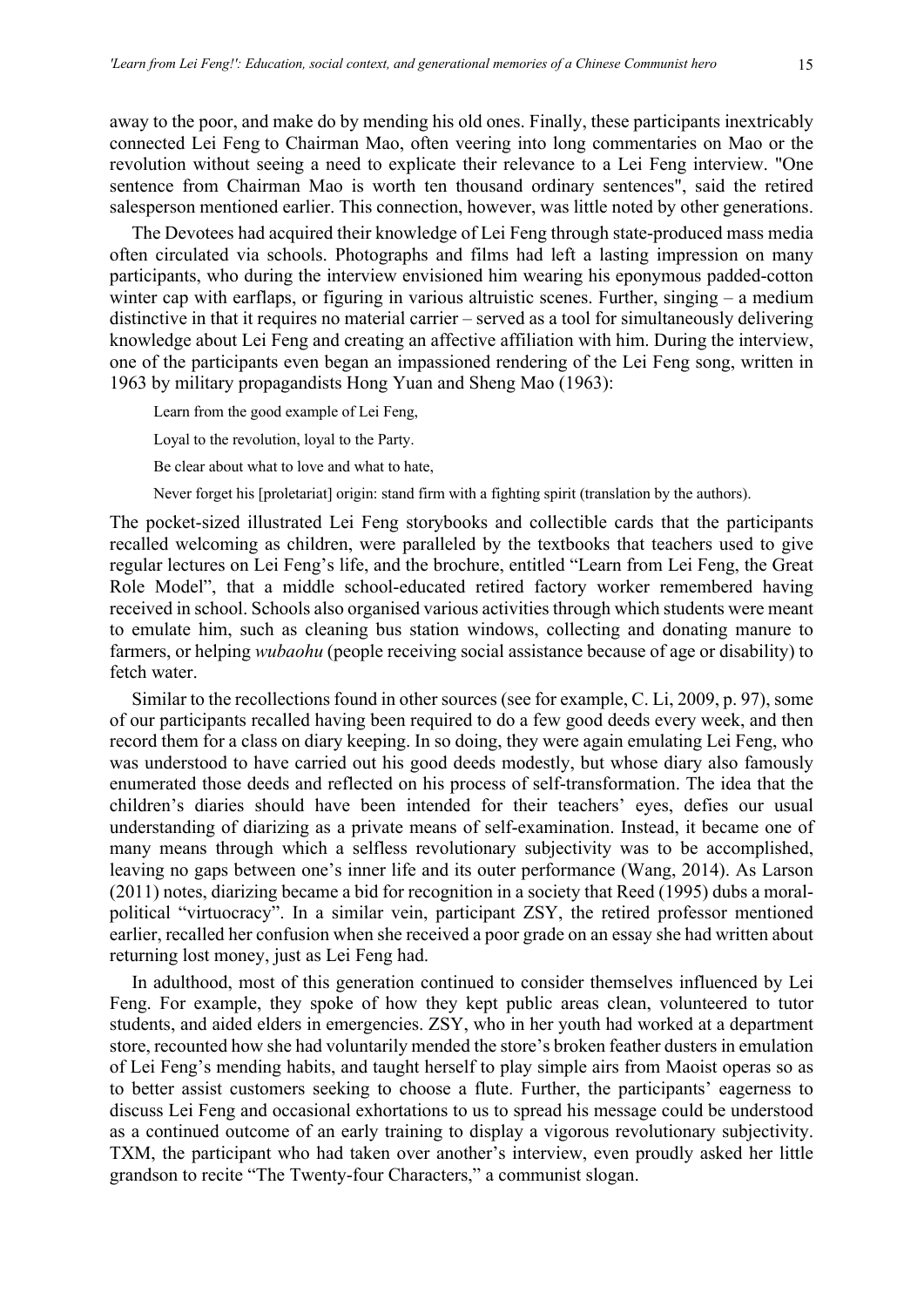away to the poor, and make do by mending his old ones. Finally, these participants inextricably connected Lei Feng to Chairman Mao, often veering into long commentaries on Mao or the revolution without seeing a need to explicate their relevance to a Lei Feng interview. "One sentence from Chairman Mao is worth ten thousand ordinary sentences", said the retired salesperson mentioned earlier. This connection, however, was little noted by other generations.

The Devotees had acquired their knowledge of Lei Feng through state-produced mass media often circulated via schools. Photographs and films had left a lasting impression on many participants, who during the interview envisioned him wearing his eponymous padded-cotton winter cap with earflaps, or figuring in various altruistic scenes. Further, singing – a medium distinctive in that it requires no material carrier – served as a tool for simultaneously delivering knowledge about Lei Feng and creating an affective affiliation with him. During the interview, one of the participants even began an impassioned rendering of the Lei Feng song, written in 1963 by military propagandists Hong Yuan and Sheng Mao (1963):

> Learn from the good example of Lei Feng,
>
> Loyal to the revolution, loyal to the Party.
>
> Be clear about what to love and what to hate,
>
> Never forget his [proletariat] origin: stand firm with a fighting spirit (translation by the authors).

The pocket-sized illustrated Lei Feng storybooks and collectible cards that the participants recalled welcoming as children, were paralleled by the textbooks that teachers used to give regular lectures on Lei Feng's life, and the brochure, entitled "Learn from Lei Feng, the Great Role Model", that a middle school-educated retired factory worker remembered having received in school. Schools also organised various activities through which students were meant to emulate him, such as cleaning bus station windows, collecting and donating manure to farmers, or helping *wubaohu* (people receiving social assistance because of age or disability) to fetch water.

Similar to the recollections found in other sources (see for example, C. Li, 2009, p. 97), some of our participants recalled having been required to do a few good deeds every week, and then record them for a class on diary keeping. In so doing, they were again emulating Lei Feng, who was understood to have carried out his good deeds modestly, but whose diary also famously enumerated those deeds and reflected on his process of self-transformation. The idea that the children's diaries should have been intended for their teachers' eyes, defies our usual understanding of diarizing as a private means of self-examination. Instead, it became one of many means through which a selfless revolutionary subjectivity was to be accomplished, leaving no gaps between one's inner life and its outer performance (Wang, 2014). As Larson (2011) notes, diarizing became a bid for recognition in a society that Reed (1995) dubs a moral-political "virtuocracy". In a similar vein, participant ZSY, the retired professor mentioned earlier, recalled her confusion when she received a poor grade on an essay she had written about returning lost money, just as Lei Feng had.

In adulthood, most of this generation continued to consider themselves influenced by Lei Feng. For example, they spoke of how they kept public areas clean, volunteered to tutor students, and aided elders in emergencies. ZSY, who in her youth had worked at a department store, recounted how she had voluntarily mended the store's broken feather dusters in emulation of Lei Feng's mending habits, and taught herself to play simple airs from Maoist operas so as to better assist customers seeking to choose a flute. Further, the participants' eagerness to discuss Lei Feng and occasional exhortations to us to spread his message could be understood as a continued outcome of an early training to display a vigorous revolutionary subjectivity. TXM, the participant who had taken over another's interview, even proudly asked her little grandson to recite "The Twenty-four Characters," a communist slogan.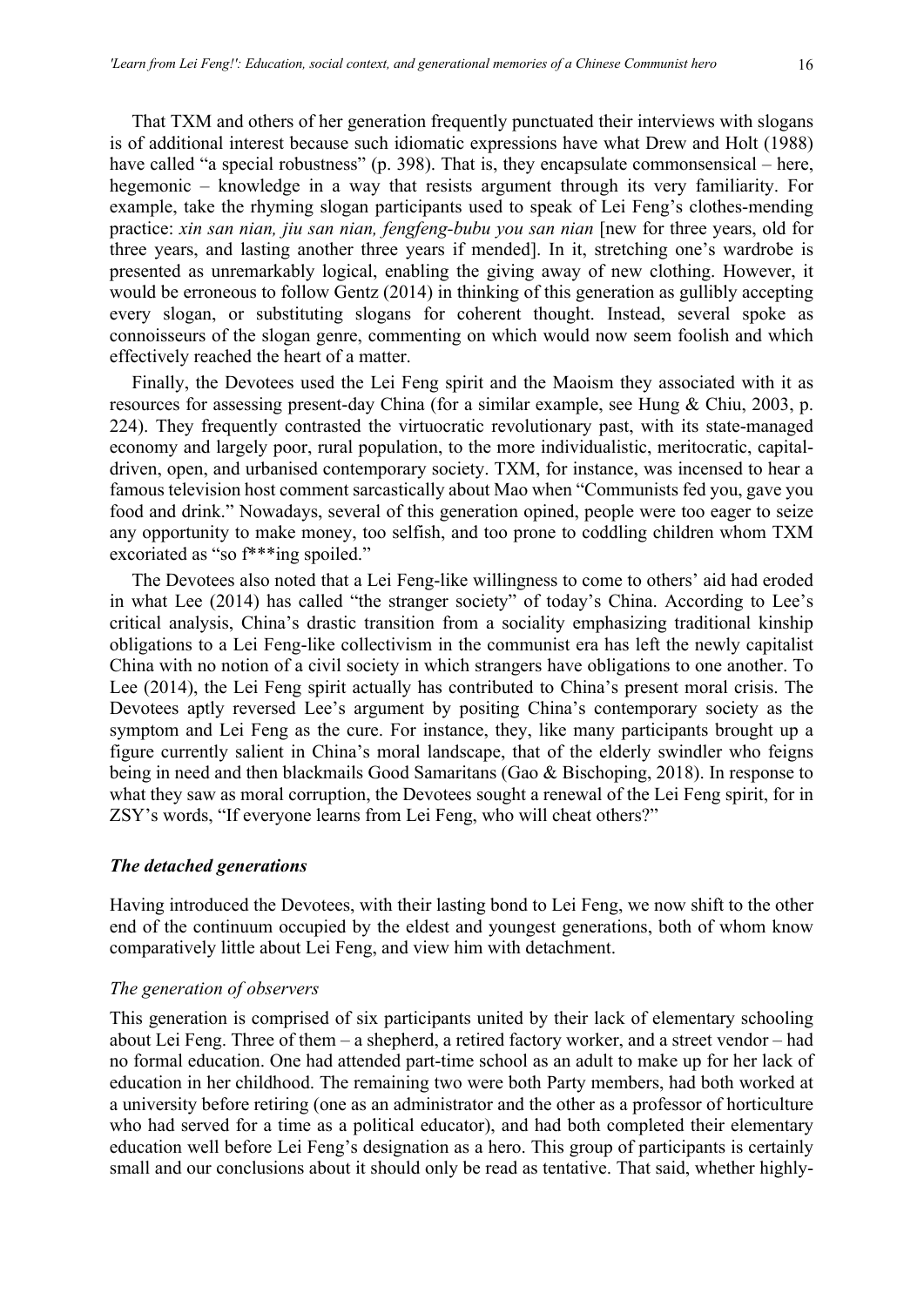That TXM and others of her generation frequently punctuated their interviews with slogans is of additional interest because such idiomatic expressions have what Drew and Holt (1988) have called "a special robustness" (p. 398). That is, they encapsulate commonsensical – here, hegemonic – knowledge in a way that resists argument through its very familiarity. For example, take the rhyming slogan participants used to speak of Lei Feng's clothes-mending practice: *xin san nian, jiu san nian, fengfeng-bubu you san nian* [new for three years, old for three years, and lasting another three years if mended]. In it, stretching one's wardrobe is presented as unremarkably logical, enabling the giving away of new clothing. However, it would be erroneous to follow Gentz (2014) in thinking of this generation as gullibly accepting every slogan, or substituting slogans for coherent thought. Instead, several spoke as connoisseurs of the slogan genre, commenting on which would now seem foolish and which effectively reached the heart of a matter.

Finally, the Devotees used the Lei Feng spirit and the Maoism they associated with it as resources for assessing present-day China (for a similar example, see Hung & Chiu, 2003, p. 224). They frequently contrasted the virtuocratic revolutionary past, with its state-managed economy and largely poor, rural population, to the more individualistic, meritocratic, capital-driven, open, and urbanised contemporary society. TXM, for instance, was incensed to hear a famous television host comment sarcastically about Mao when "Communists fed you, gave you food and drink." Nowadays, several of this generation opined, people were too eager to seize any opportunity to make money, too selfish, and too prone to coddling children whom TXM excoriated as "so f***ing spoiled."

The Devotees also noted that a Lei Feng-like willingness to come to others' aid had eroded in what Lee (2014) has called "the stranger society" of today's China. According to Lee's critical analysis, China's drastic transition from a sociality emphasizing traditional kinship obligations to a Lei Feng-like collectivism in the communist era has left the newly capitalist China with no notion of a civil society in which strangers have obligations to one another. To Lee (2014), the Lei Feng spirit actually has contributed to China's present moral crisis. The Devotees aptly reversed Lee's argument by positing China's contemporary society as the symptom and Lei Feng as the cure. For instance, they, like many participants brought up a figure currently salient in China's moral landscape, that of the elderly swindler who feigns being in need and then blackmails Good Samaritans (Gao & Bischoping, 2018). In response to what they saw as moral corruption, the Devotees sought a renewal of the Lei Feng spirit, for in ZSY's words, "If everyone learns from Lei Feng, who will cheat others?"

### *The detached generations*

Having introduced the Devotees, with their lasting bond to Lei Feng, we now shift to the other end of the continuum occupied by the eldest and youngest generations, both of whom know comparatively little about Lei Feng, and view him with detachment.

#### *The generation of observers*

This generation is comprised of six participants united by their lack of elementary schooling about Lei Feng. Three of them – a shepherd, a retired factory worker, and a street vendor – had no formal education. One had attended part-time school as an adult to make up for her lack of education in her childhood. The remaining two were both Party members, had both worked at a university before retiring (one as an administrator and the other as a professor of horticulture who had served for a time as a political educator), and had both completed their elementary education well before Lei Feng's designation as a hero. This group of participants is certainly small and our conclusions about it should only be read as tentative. That said, whether highly-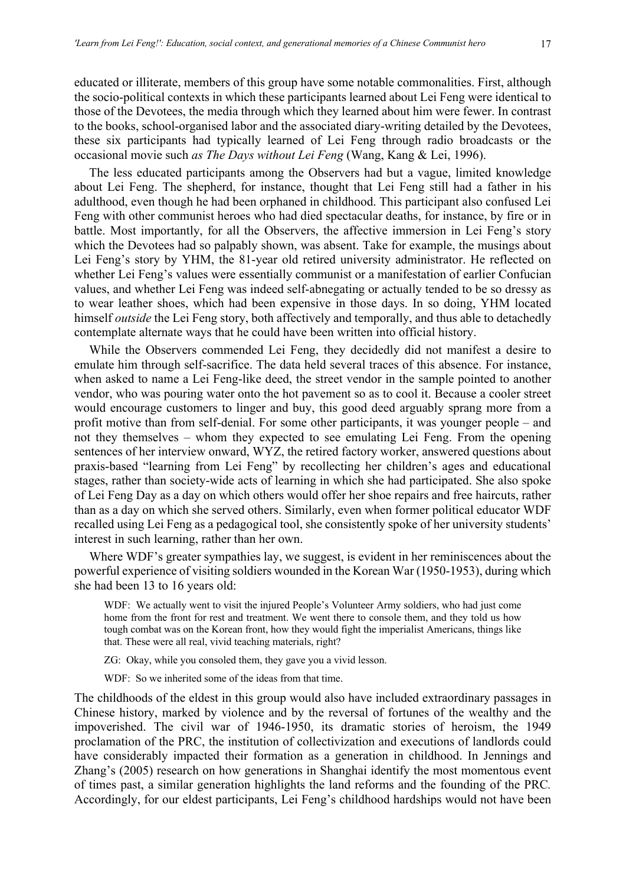educated or illiterate, members of this group have some notable commonalities. First, although the socio-political contexts in which these participants learned about Lei Feng were identical to those of the Devotees, the media through which they learned about him were fewer. In contrast to the books, school-organised labor and the associated diary-writing detailed by the Devotees, these six participants had typically learned of Lei Feng through radio broadcasts or the occasional movie such *as The Days without Lei Feng* (Wang, Kang & Lei, 1996).

The less educated participants among the Observers had but a vague, limited knowledge about Lei Feng. The shepherd, for instance, thought that Lei Feng still had a father in his adulthood, even though he had been orphaned in childhood. This participant also confused Lei Feng with other communist heroes who had died spectacular deaths, for instance, by fire or in battle. Most importantly, for all the Observers, the affective immersion in Lei Feng's story which the Devotees had so palpably shown, was absent. Take for example, the musings about Lei Feng's story by YHM, the 81-year old retired university administrator. He reflected on whether Lei Feng's values were essentially communist or a manifestation of earlier Confucian values, and whether Lei Feng was indeed self-abnegating or actually tended to be so dressy as to wear leather shoes, which had been expensive in those days. In so doing, YHM located himself *outside* the Lei Feng story, both affectively and temporally, and thus able to detachedly contemplate alternate ways that he could have been written into official history.

While the Observers commended Lei Feng, they decidedly did not manifest a desire to emulate him through self-sacrifice. The data held several traces of this absence. For instance, when asked to name a Lei Feng-like deed, the street vendor in the sample pointed to another vendor, who was pouring water onto the hot pavement so as to cool it. Because a cooler street would encourage customers to linger and buy, this good deed arguably sprang more from a profit motive than from self-denial. For some other participants, it was younger people – and not they themselves – whom they expected to see emulating Lei Feng. From the opening sentences of her interview onward, WYZ, the retired factory worker, answered questions about praxis-based "learning from Lei Feng" by recollecting her children's ages and educational stages, rather than society-wide acts of learning in which she had participated. She also spoke of Lei Feng Day as a day on which others would offer her shoe repairs and free haircuts, rather than as a day on which she served others. Similarly, even when former political educator WDF recalled using Lei Feng as a pedagogical tool, she consistently spoke of her university students' interest in such learning, rather than her own.

Where WDF's greater sympathies lay, we suggest, is evident in her reminiscences about the powerful experience of visiting soldiers wounded in the Korean War (1950-1953), during which she had been 13 to 16 years old:

> WDF: We actually went to visit the injured People's Volunteer Army soldiers, who had just come home from the front for rest and treatment. We went there to console them, and they told us how tough combat was on the Korean front, how they would fight the imperialist Americans, things like that. These were all real, vivid teaching materials, right?
>
> ZG: Okay, while you consoled them, they gave you a vivid lesson.
>
> WDF: So we inherited some of the ideas from that time.

The childhoods of the eldest in this group would also have included extraordinary passages in Chinese history, marked by violence and by the reversal of fortunes of the wealthy and the impoverished. The civil war of 1946-1950, its dramatic stories of heroism, the 1949 proclamation of the PRC, the institution of collectivization and executions of landlords could have considerably impacted their formation as a generation in childhood. In Jennings and Zhang's (2005) research on how generations in Shanghai identify the most momentous event of times past, a similar generation highlights the land reforms and the founding of the PRC. Accordingly, for our eldest participants, Lei Feng's childhood hardships would not have been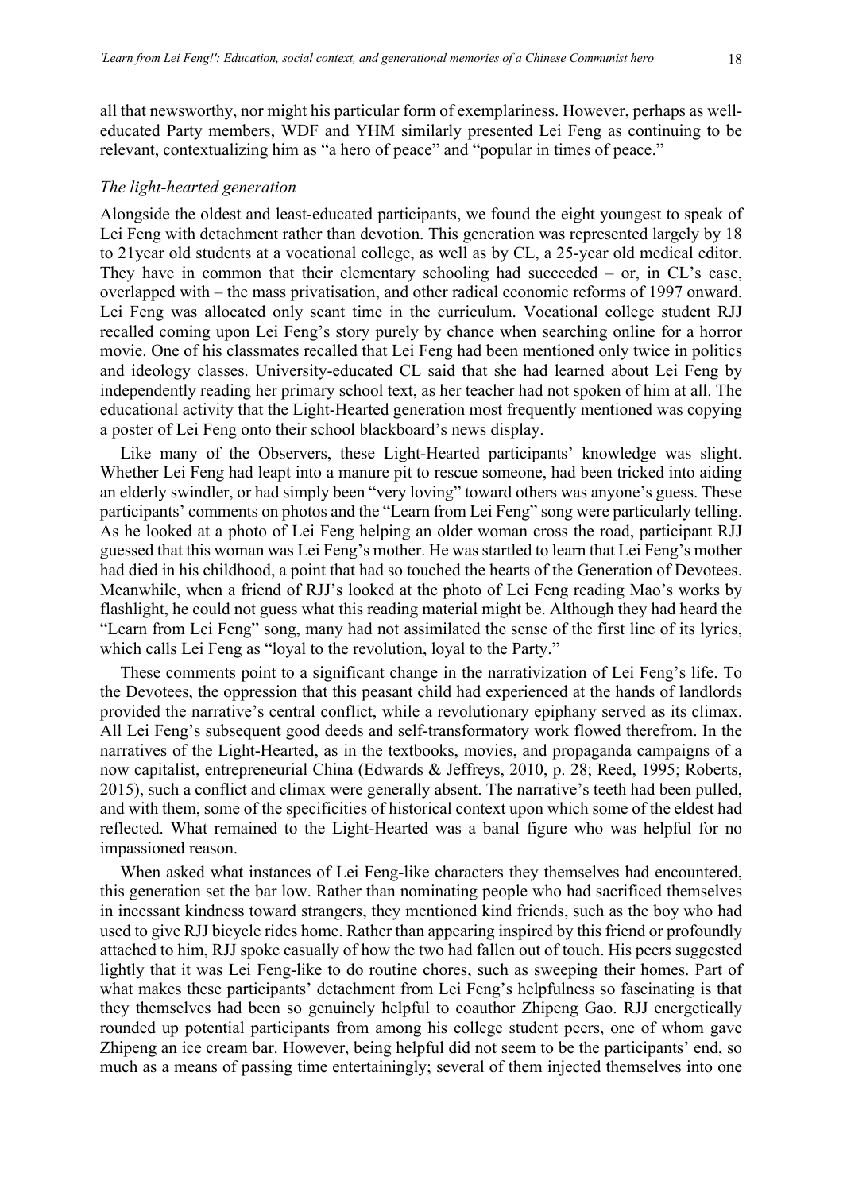all that newsworthy, nor might his particular form of exemplariness. However, perhaps as well-educated Party members, WDF and YHM similarly presented Lei Feng as continuing to be relevant, contextualizing him as "a hero of peace" and "popular in times of peace."

### *The light-hearted generation*

Alongside the oldest and least-educated participants, we found the eight youngest to speak of Lei Feng with detachment rather than devotion. This generation was represented largely by 18 to 21year old students at a vocational college, as well as by CL, a 25-year old medical editor. They have in common that their elementary schooling had succeeded – or, in CL's case, overlapped with – the mass privatisation, and other radical economic reforms of 1997 onward. Lei Feng was allocated only scant time in the curriculum. Vocational college student RJJ recalled coming upon Lei Feng's story purely by chance when searching online for a horror movie. One of his classmates recalled that Lei Feng had been mentioned only twice in politics and ideology classes. University-educated CL said that she had learned about Lei Feng by independently reading her primary school text, as her teacher had not spoken of him at all. The educational activity that the Light-Hearted generation most frequently mentioned was copying a poster of Lei Feng onto their school blackboard's news display.

Like many of the Observers, these Light-Hearted participants' knowledge was slight. Whether Lei Feng had leapt into a manure pit to rescue someone, had been tricked into aiding an elderly swindler, or had simply been "very loving" toward others was anyone's guess. These participants' comments on photos and the "Learn from Lei Feng" song were particularly telling. As he looked at a photo of Lei Feng helping an older woman cross the road, participant RJJ guessed that this woman was Lei Feng's mother. He was startled to learn that Lei Feng's mother had died in his childhood, a point that had so touched the hearts of the Generation of Devotees. Meanwhile, when a friend of RJJ's looked at the photo of Lei Feng reading Mao's works by flashlight, he could not guess what this reading material might be. Although they had heard the "Learn from Lei Feng" song, many had not assimilated the sense of the first line of its lyrics, which calls Lei Feng as "loyal to the revolution, loyal to the Party."

These comments point to a significant change in the narrativization of Lei Feng's life. To the Devotees, the oppression that this peasant child had experienced at the hands of landlords provided the narrative's central conflict, while a revolutionary epiphany served as its climax. All Lei Feng's subsequent good deeds and self-transformatory work flowed therefrom. In the narratives of the Light-Hearted, as in the textbooks, movies, and propaganda campaigns of a now capitalist, entrepreneurial China (Edwards & Jeffreys, 2010, p. 28; Reed, 1995; Roberts, 2015), such a conflict and climax were generally absent. The narrative's teeth had been pulled, and with them, some of the specificities of historical context upon which some of the eldest had reflected. What remained to the Light-Hearted was a banal figure who was helpful for no impassioned reason.

When asked what instances of Lei Feng-like characters they themselves had encountered, this generation set the bar low. Rather than nominating people who had sacrificed themselves in incessant kindness toward strangers, they mentioned kind friends, such as the boy who had used to give RJJ bicycle rides home. Rather than appearing inspired by this friend or profoundly attached to him, RJJ spoke casually of how the two had fallen out of touch. His peers suggested lightly that it was Lei Feng-like to do routine chores, such as sweeping their homes. Part of what makes these participants' detachment from Lei Feng's helpfulness so fascinating is that they themselves had been so genuinely helpful to coauthor Zhipeng Gao. RJJ energetically rounded up potential participants from among his college student peers, one of whom gave Zhipeng an ice cream bar. However, being helpful did not seem to be the participants' end, so much as a means of passing time entertainingly; several of them injected themselves into one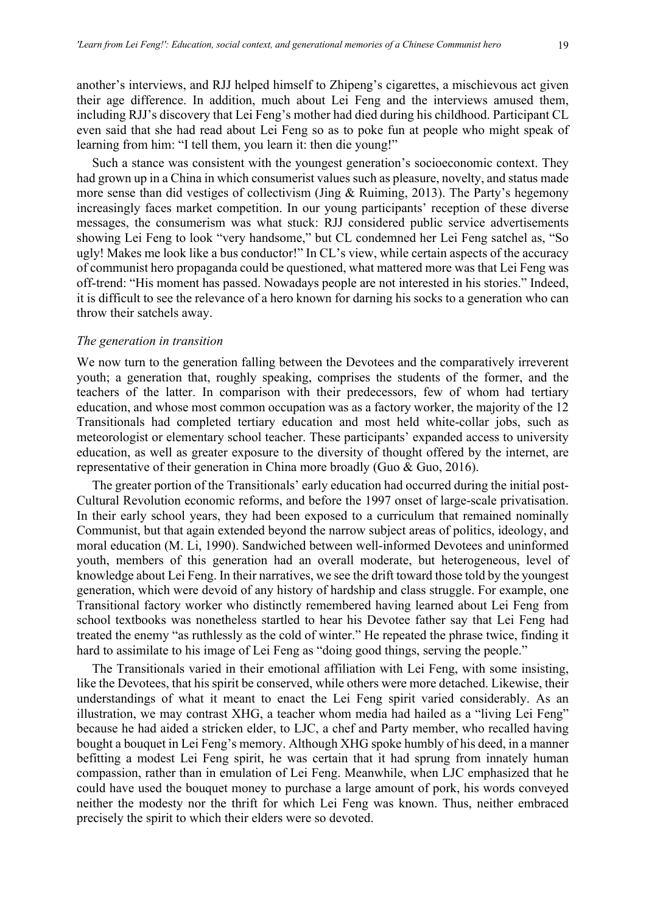another's interviews, and RJJ helped himself to Zhipeng's cigarettes, a mischievous act given their age difference. In addition, much about Lei Feng and the interviews amused them, including RJJ's discovery that Lei Feng's mother had died during his childhood. Participant CL even said that she had read about Lei Feng so as to poke fun at people who might speak of learning from him: "I tell them, you learn it: then die young!"

Such a stance was consistent with the youngest generation's socioeconomic context. They had grown up in a China in which consumerist values such as pleasure, novelty, and status made more sense than did vestiges of collectivism (Jing & Ruiming, 2013). The Party's hegemony increasingly faces market competition. In our young participants' reception of these diverse messages, the consumerism was what stuck: RJJ considered public service advertisements showing Lei Feng to look "very handsome," but CL condemned her Lei Feng satchel as, "So ugly! Makes me look like a bus conductor!" In CL's view, while certain aspects of the accuracy of communist hero propaganda could be questioned, what mattered more was that Lei Feng was off-trend: "His moment has passed. Nowadays people are not interested in his stories." Indeed, it is difficult to see the relevance of a hero known for darning his socks to a generation who can throw their satchels away.

### *The generation in transition*

We now turn to the generation falling between the Devotees and the comparatively irreverent youth; a generation that, roughly speaking, comprises the students of the former, and the teachers of the latter. In comparison with their predecessors, few of whom had tertiary education, and whose most common occupation was as a factory worker, the majority of the 12 Transitionals had completed tertiary education and most held white-collar jobs, such as meteorologist or elementary school teacher. These participants' expanded access to university education, as well as greater exposure to the diversity of thought offered by the internet, are representative of their generation in China more broadly (Guo & Guo, 2016).

The greater portion of the Transitionals' early education had occurred during the initial post-Cultural Revolution economic reforms, and before the 1997 onset of large-scale privatisation. In their early school years, they had been exposed to a curriculum that remained nominally Communist, but that again extended beyond the narrow subject areas of politics, ideology, and moral education (M. Li, 1990). Sandwiched between well-informed Devotees and uninformed youth, members of this generation had an overall moderate, but heterogeneous, level of knowledge about Lei Feng. In their narratives, we see the drift toward those told by the youngest generation, which were devoid of any history of hardship and class struggle. For example, one Transitional factory worker who distinctly remembered having learned about Lei Feng from school textbooks was nonetheless startled to hear his Devotee father say that Lei Feng had treated the enemy "as ruthlessly as the cold of winter." He repeated the phrase twice, finding it hard to assimilate to his image of Lei Feng as "doing good things, serving the people."

The Transitionals varied in their emotional affiliation with Lei Feng, with some insisting, like the Devotees, that his spirit be conserved, while others were more detached. Likewise, their understandings of what it meant to enact the Lei Feng spirit varied considerably. As an illustration, we may contrast XHG, a teacher whom media had hailed as a "living Lei Feng" because he had aided a stricken elder, to LJC, a chef and Party member, who recalled having bought a bouquet in Lei Feng's memory. Although XHG spoke humbly of his deed, in a manner befitting a modest Lei Feng spirit, he was certain that it had sprung from innately human compassion, rather than in emulation of Lei Feng. Meanwhile, when LJC emphasized that he could have used the bouquet money to purchase a large amount of pork, his words conveyed neither the modesty nor the thrift for which Lei Feng was known. Thus, neither embraced precisely the spirit to which their elders were so devoted.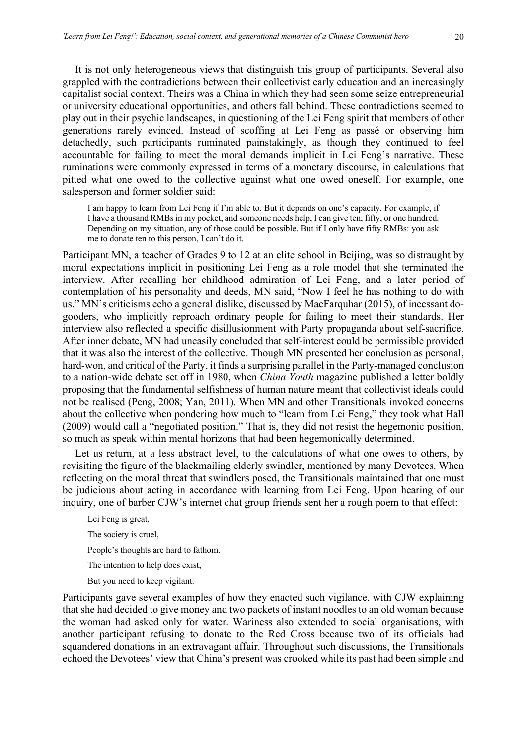It is not only heterogeneous views that distinguish this group of participants. Several also grappled with the contradictions between their collectivist early education and an increasingly capitalist social context. Theirs was a China in which they had seen some seize entrepreneurial or university educational opportunities, and others fall behind. These contradictions seemed to play out in their psychic landscapes, in questioning of the Lei Feng spirit that members of other generations rarely evinced. Instead of scoffing at Lei Feng as passé or observing him detachedly, such participants ruminated painstakingly, as though they continued to feel accountable for failing to meet the moral demands implicit in Lei Feng's narrative. These ruminations were commonly expressed in terms of a monetary discourse, in calculations that pitted what one owed to the collective against what one owed oneself. For example, one salesperson and former soldier said:

> I am happy to learn from Lei Feng if I'm able to. But it depends on one's capacity. For example, if I have a thousand RMBs in my pocket, and someone needs help, I can give ten, fifty, or one hundred. Depending on my situation, any of those could be possible. But if I only have fifty RMBs: you ask me to donate ten to this person, I can't do it.

Participant MN, a teacher of Grades 9 to 12 at an elite school in Beijing, was so distraught by moral expectations implicit in positioning Lei Feng as a role model that she terminated the interview. After recalling her childhood admiration of Lei Feng, and a later period of contemplation of his personality and deeds, MN said, "Now I feel he has nothing to do with us." MN's criticisms echo a general dislike, discussed by MacFarquhar (2015), of incessant do-gooders, who implicitly reproach ordinary people for failing to meet their standards. Her interview also reflected a specific disillusionment with Party propaganda about self-sacrifice. After inner debate, MN had uneasily concluded that self-interest could be permissible provided that it was also the interest of the collective. Though MN presented her conclusion as personal, hard-won, and critical of the Party, it finds a surprising parallel in the Party-managed conclusion to a nation-wide debate set off in 1980, when *China Youth* magazine published a letter boldly proposing that the fundamental selfishness of human nature meant that collectivist ideals could not be realised (Peng, 2008; Yan, 2011). When MN and other Transitionals invoked concerns about the collective when pondering how much to "learn from Lei Feng," they took what Hall (2009) would call a "negotiated position." That is, they did not resist the hegemonic position, so much as speak within mental horizons that had been hegemonically determined.

Let us return, at a less abstract level, to the calculations of what one owes to others, by revisiting the figure of the blackmailing elderly swindler, mentioned by many Devotees. When reflecting on the moral threat that swindlers posed, the Transitionals maintained that one must be judicious about acting in accordance with learning from Lei Feng. Upon hearing of our inquiry, one of barber CJW's internet chat group friends sent her a rough poem to that effect:

> Lei Feng is great,
>
> The society is cruel,
>
> People's thoughts are hard to fathom.
>
> The intention to help does exist,
>
> But you need to keep vigilant.

Participants gave several examples of how they enacted such vigilance, with CJW explaining that she had decided to give money and two packets of instant noodles to an old woman because the woman had asked only for water. Wariness also extended to social organisations, with another participant refusing to donate to the Red Cross because two of its officials had squandered donations in an extravagant affair. Throughout such discussions, the Transitionals echoed the Devotees' view that China's present was crooked while its past had been simple and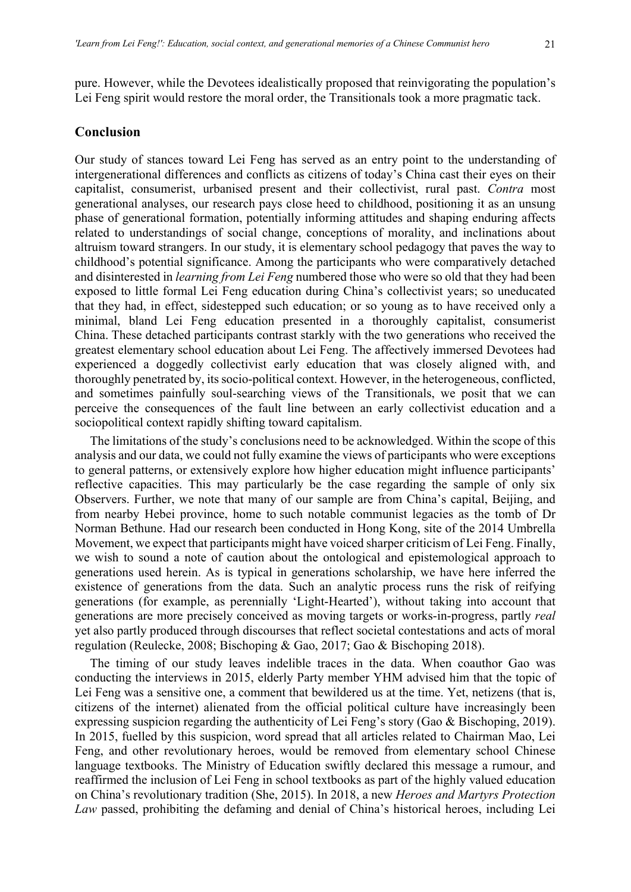pure. However, while the Devotees idealistically proposed that reinvigorating the population's Lei Feng spirit would restore the moral order, the Transitionals took a more pragmatic tack.

## Conclusion

Our study of stances toward Lei Feng has served as an entry point to the understanding of intergenerational differences and conflicts as citizens of today's China cast their eyes on their capitalist, consumerist, urbanised present and their collectivist, rural past. *Contra* most generational analyses, our research pays close heed to childhood, positioning it as an unsung phase of generational formation, potentially informing attitudes and shaping enduring affects related to understandings of social change, conceptions of morality, and inclinations about altruism toward strangers. In our study, it is elementary school pedagogy that paves the way to childhood's potential significance. Among the participants who were comparatively detached and disinterested in *learning from Lei Feng* numbered those who were so old that they had been exposed to little formal Lei Feng education during China's collectivist years; so uneducated that they had, in effect, sidestepped such education; or so young as to have received only a minimal, bland Lei Feng education presented in a thoroughly capitalist, consumerist China. These detached participants contrast starkly with the two generations who received the greatest elementary school education about Lei Feng. The affectively immersed Devotees had experienced a doggedly collectivist early education that was closely aligned with, and thoroughly penetrated by, its socio-political context. However, in the heterogeneous, conflicted, and sometimes painfully soul-searching views of the Transitionals, we posit that we can perceive the consequences of the fault line between an early collectivist education and a sociopolitical context rapidly shifting toward capitalism.

The limitations of the study's conclusions need to be acknowledged. Within the scope of this analysis and our data, we could not fully examine the views of participants who were exceptions to general patterns, or extensively explore how higher education might influence participants' reflective capacities. This may particularly be the case regarding the sample of only six Observers. Further, we note that many of our sample are from China's capital, Beijing, and from nearby Hebei province, home to such notable communist legacies as the tomb of Dr Norman Bethune. Had our research been conducted in Hong Kong, site of the 2014 Umbrella Movement, we expect that participants might have voiced sharper criticism of Lei Feng. Finally, we wish to sound a note of caution about the ontological and epistemological approach to generations used herein. As is typical in generations scholarship, we have here inferred the existence of generations from the data. Such an analytic process runs the risk of reifying generations (for example, as perennially 'Light-Hearted'), without taking into account that generations are more precisely conceived as moving targets or works-in-progress, partly *real* yet also partly produced through discourses that reflect societal contestations and acts of moral regulation (Reulecke, 2008; Bischoping & Gao, 2017; Gao & Bischoping 2018).

The timing of our study leaves indelible traces in the data. When coauthor Gao was conducting the interviews in 2015, elderly Party member YHM advised him that the topic of Lei Feng was a sensitive one, a comment that bewildered us at the time. Yet, netizens (that is, citizens of the internet) alienated from the official political culture have increasingly been expressing suspicion regarding the authenticity of Lei Feng's story (Gao & Bischoping, 2019). In 2015, fuelled by this suspicion, word spread that all articles related to Chairman Mao, Lei Feng, and other revolutionary heroes, would be removed from elementary school Chinese language textbooks. The Ministry of Education swiftly declared this message a rumour, and reaffirmed the inclusion of Lei Feng in school textbooks as part of the highly valued education on China's revolutionary tradition (She, 2015). In 2018, a new *Heroes and Martyrs Protection Law* passed, prohibiting the defaming and denial of China's historical heroes, including Lei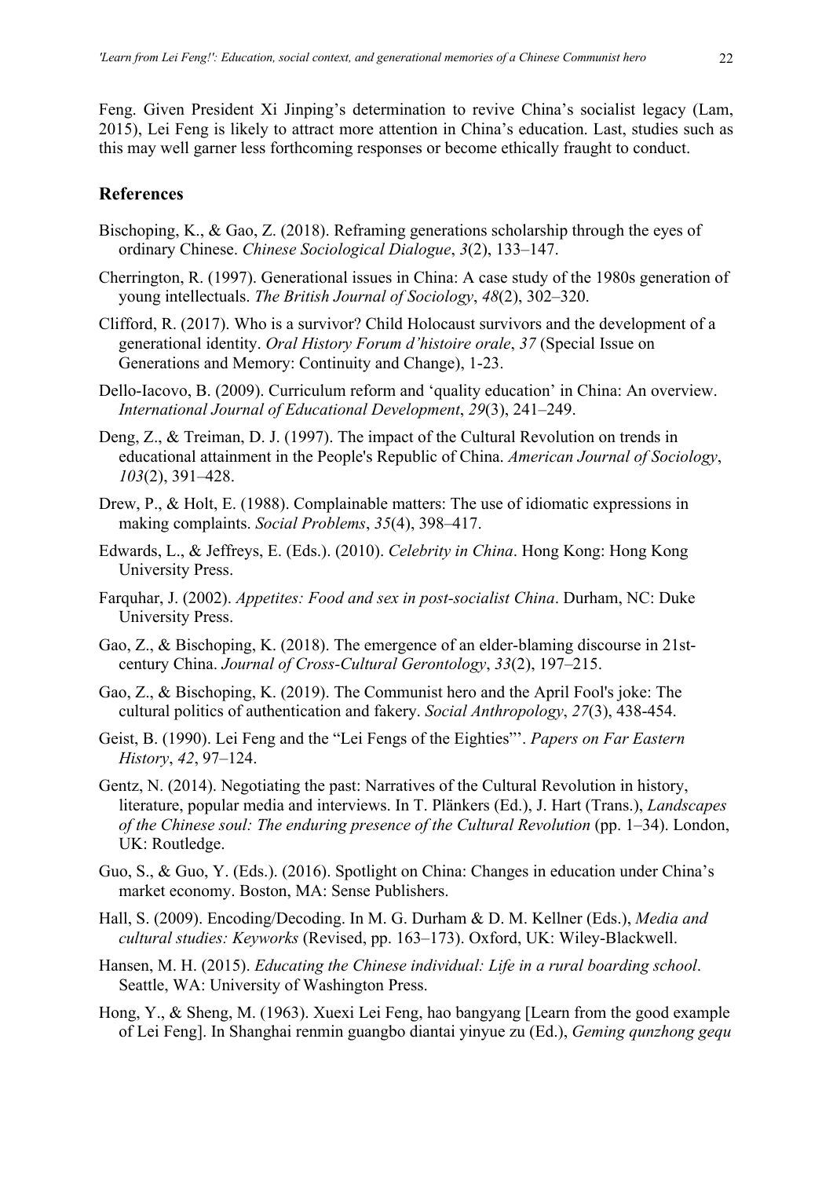Feng. Given President Xi Jinping's determination to revive China's socialist legacy (Lam, 2015), Lei Feng is likely to attract more attention in China's education. Last, studies such as this may well garner less forthcoming responses or become ethically fraught to conduct.

## References

Bischoping, K., & Gao, Z. (2018). Reframing generations scholarship through the eyes of ordinary Chinese. *Chinese Sociological Dialogue*, *3*(2), 133–147.

Cherrington, R. (1997). Generational issues in China: A case study of the 1980s generation of young intellectuals. *The British Journal of Sociology*, *48*(2), 302–320.

Clifford, R. (2017). Who is a survivor? Child Holocaust survivors and the development of a generational identity. *Oral History Forum d'histoire orale*, *37* (Special Issue on Generations and Memory: Continuity and Change), 1-23.

Dello-Iacovo, B. (2009). Curriculum reform and 'quality education' in China: An overview. *International Journal of Educational Development*, *29*(3), 241–249.

Deng, Z., & Treiman, D. J. (1997). The impact of the Cultural Revolution on trends in educational attainment in the People's Republic of China. *American Journal of Sociology*, *103*(2), 391–428.

Drew, P., & Holt, E. (1988). Complainable matters: The use of idiomatic expressions in making complaints. *Social Problems*, *35*(4), 398–417.

Edwards, L., & Jeffreys, E. (Eds.). (2010). *Celebrity in China*. Hong Kong: Hong Kong University Press.

Farquhar, J. (2002). *Appetites: Food and sex in post-socialist China*. Durham, NC: Duke University Press.

Gao, Z., & Bischoping, K. (2018). The emergence of an elder-blaming discourse in 21st-century China. *Journal of Cross-Cultural Gerontology*, *33*(2), 197–215.

Gao, Z., & Bischoping, K. (2019). The Communist hero and the April Fool's joke: The cultural politics of authentication and fakery. *Social Anthropology*, *27*(3), 438-454.

Geist, B. (1990). Lei Feng and the "Lei Fengs of the Eighties"'. *Papers on Far Eastern History*, *42*, 97–124.

Gentz, N. (2014). Negotiating the past: Narratives of the Cultural Revolution in history, literature, popular media and interviews. In T. Plänkers (Ed.), J. Hart (Trans.), *Landscapes of the Chinese soul: The enduring presence of the Cultural Revolution* (pp. 1–34). London, UK: Routledge.

Guo, S., & Guo, Y. (Eds.). (2016). Spotlight on China: Changes in education under China's market economy. Boston, MA: Sense Publishers.

Hall, S. (2009). Encoding/Decoding. In M. G. Durham & D. M. Kellner (Eds.), *Media and cultural studies: Keyworks* (Revised, pp. 163–173). Oxford, UK: Wiley-Blackwell.

Hansen, M. H. (2015). *Educating the Chinese individual: Life in a rural boarding school*. Seattle, WA: University of Washington Press.

Hong, Y., & Sheng, M. (1963). Xuexi Lei Feng, hao bangyang [Learn from the good example of Lei Feng]. In Shanghai renmin guangbo diantai yinyue zu (Ed.), *Geming qunzhong gequ*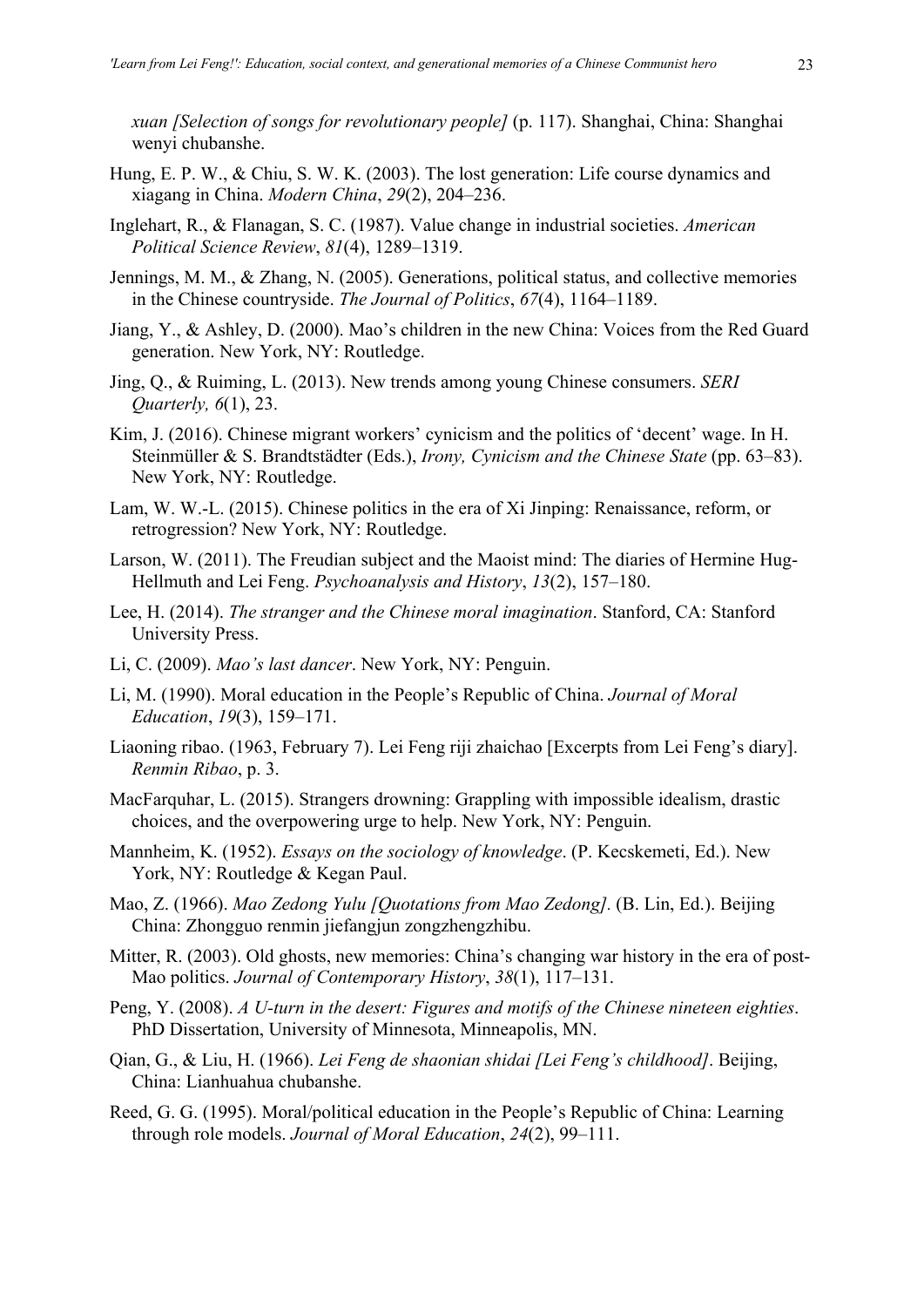*xuan [Selection of songs for revolutionary people]* (p. 117). Shanghai, China: Shanghai wenyi chubanshe.

Hung, E. P. W., & Chiu, S. W. K. (2003). The lost generation: Life course dynamics and xiagang in China. *Modern China*, *29*(2), 204–236.

Inglehart, R., & Flanagan, S. C. (1987). Value change in industrial societies. *American Political Science Review*, *81*(4), 1289–1319.

Jennings, M. M., & Zhang, N. (2005). Generations, political status, and collective memories in the Chinese countryside. *The Journal of Politics*, *67*(4), 1164–1189.

Jiang, Y., & Ashley, D. (2000). Mao's children in the new China: Voices from the Red Guard generation. New York, NY: Routledge.

Jing, Q., & Ruiming, L. (2013). New trends among young Chinese consumers. *SERI Quarterly, 6*(1), 23.

Kim, J. (2016). Chinese migrant workers' cynicism and the politics of 'decent' wage. In H. Steinmüller & S. Brandtstädter (Eds.), *Irony, Cynicism and the Chinese State* (pp. 63–83). New York, NY: Routledge.

Lam, W. W.-L. (2015). Chinese politics in the era of Xi Jinping: Renaissance, reform, or retrogression? New York, NY: Routledge.

Larson, W. (2011). The Freudian subject and the Maoist mind: The diaries of Hermine Hug-Hellmuth and Lei Feng. *Psychoanalysis and History*, *13*(2), 157–180.

Lee, H. (2014). *The stranger and the Chinese moral imagination*. Stanford, CA: Stanford University Press.

Li, C. (2009). *Mao's last dancer*. New York, NY: Penguin.

Li, M. (1990). Moral education in the People's Republic of China. *Journal of Moral Education*, *19*(3), 159–171.

Liaoning ribao. (1963, February 7). Lei Feng riji zhaichao [Excerpts from Lei Feng's diary]. *Renmin Ribao*, p. 3.

MacFarquhar, L. (2015). Strangers drowning: Grappling with impossible idealism, drastic choices, and the overpowering urge to help. New York, NY: Penguin.

Mannheim, K. (1952). *Essays on the sociology of knowledge*. (P. Kecskemeti, Ed.). New York, NY: Routledge & Kegan Paul.

Mao, Z. (1966). *Mao Zedong Yulu [Quotations from Mao Zedong]*. (B. Lin, Ed.). Beijing China: Zhongguo renmin jiefangjun zongzhengzhibu.

Mitter, R. (2003). Old ghosts, new memories: China's changing war history in the era of post-Mao politics. *Journal of Contemporary History*, *38*(1), 117–131.

Peng, Y. (2008). *A U-turn in the desert: Figures and motifs of the Chinese nineteen eighties*. PhD Dissertation, University of Minnesota, Minneapolis, MN.

Qian, G., & Liu, H. (1966). *Lei Feng de shaonian shidai [Lei Feng's childhood]*. Beijing, China: Lianhuahua chubanshe.

Reed, G. G. (1995). Moral/political education in the People's Republic of China: Learning through role models. *Journal of Moral Education*, *24*(2), 99–111.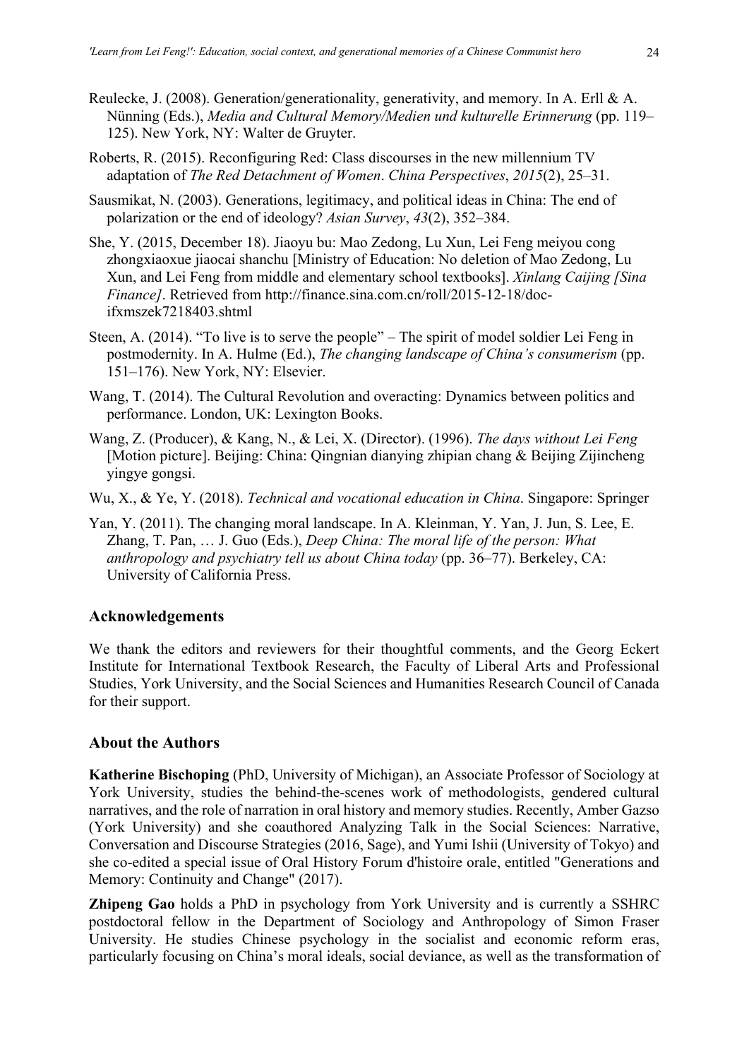Reulecke, J. (2008). Generation/generationality, generativity, and memory. In A. Erll & A. Nünning (Eds.), *Media and Cultural Memory/Medien und kulturelle Erinnerung* (pp. 119–125). New York, NY: Walter de Gruyter.

Roberts, R. (2015). Reconfiguring Red: Class discourses in the new millennium TV adaptation of *The Red Detachment of Women*. *China Perspectives*, *2015*(2), 25–31.

Sausmikat, N. (2003). Generations, legitimacy, and political ideas in China: The end of polarization or the end of ideology? *Asian Survey*, *43*(2), 352–384.

She, Y. (2015, December 18). Jiaoyu bu: Mao Zedong, Lu Xun, Lei Feng meiyou cong zhongxiaoxue jiaocai shanchu [Ministry of Education: No deletion of Mao Zedong, Lu Xun, and Lei Feng from middle and elementary school textbooks]. *Xinlang Caijing [Sina Finance]*. Retrieved from http://finance.sina.com.cn/roll/2015-12-18/doc-ifxmszek7218403.shtml

Steen, A. (2014). "To live is to serve the people" – The spirit of model soldier Lei Feng in postmodernity. In A. Hulme (Ed.), *The changing landscape of China's consumerism* (pp. 151–176). New York, NY: Elsevier.

Wang, T. (2014). The Cultural Revolution and overacting: Dynamics between politics and performance. London, UK: Lexington Books.

Wang, Z. (Producer), & Kang, N., & Lei, X. (Director). (1996). *The days without Lei Feng* [Motion picture]. Beijing: China: Qingnian dianying zhipian chang & Beijing Zijincheng yingye gongsi.

Wu, X., & Ye, Y. (2018). *Technical and vocational education in China*. Singapore: Springer

Yan, Y. (2011). The changing moral landscape. In A. Kleinman, Y. Yan, J. Jun, S. Lee, E. Zhang, T. Pan, … J. Guo (Eds.), *Deep China: The moral life of the person: What anthropology and psychiatry tell us about China today* (pp. 36–77). Berkeley, CA: University of California Press.

## Acknowledgements

We thank the editors and reviewers for their thoughtful comments, and the Georg Eckert Institute for International Textbook Research, the Faculty of Liberal Arts and Professional Studies, York University, and the Social Sciences and Humanities Research Council of Canada for their support.

## About the Authors

**Katherine Bischoping** (PhD, University of Michigan), an Associate Professor of Sociology at York University, studies the behind-the-scenes work of methodologists, gendered cultural narratives, and the role of narration in oral history and memory studies. Recently, Amber Gazso (York University) and she coauthored Analyzing Talk in the Social Sciences: Narrative, Conversation and Discourse Strategies (2016, Sage), and Yumi Ishii (University of Tokyo) and she co-edited a special issue of Oral History Forum d'histoire orale, entitled "Generations and Memory: Continuity and Change" (2017).

**Zhipeng Gao** holds a PhD in psychology from York University and is currently a SSHRC postdoctoral fellow in the Department of Sociology and Anthropology of Simon Fraser University. He studies Chinese psychology in the socialist and economic reform eras, particularly focusing on China's moral ideals, social deviance, as well as the transformation of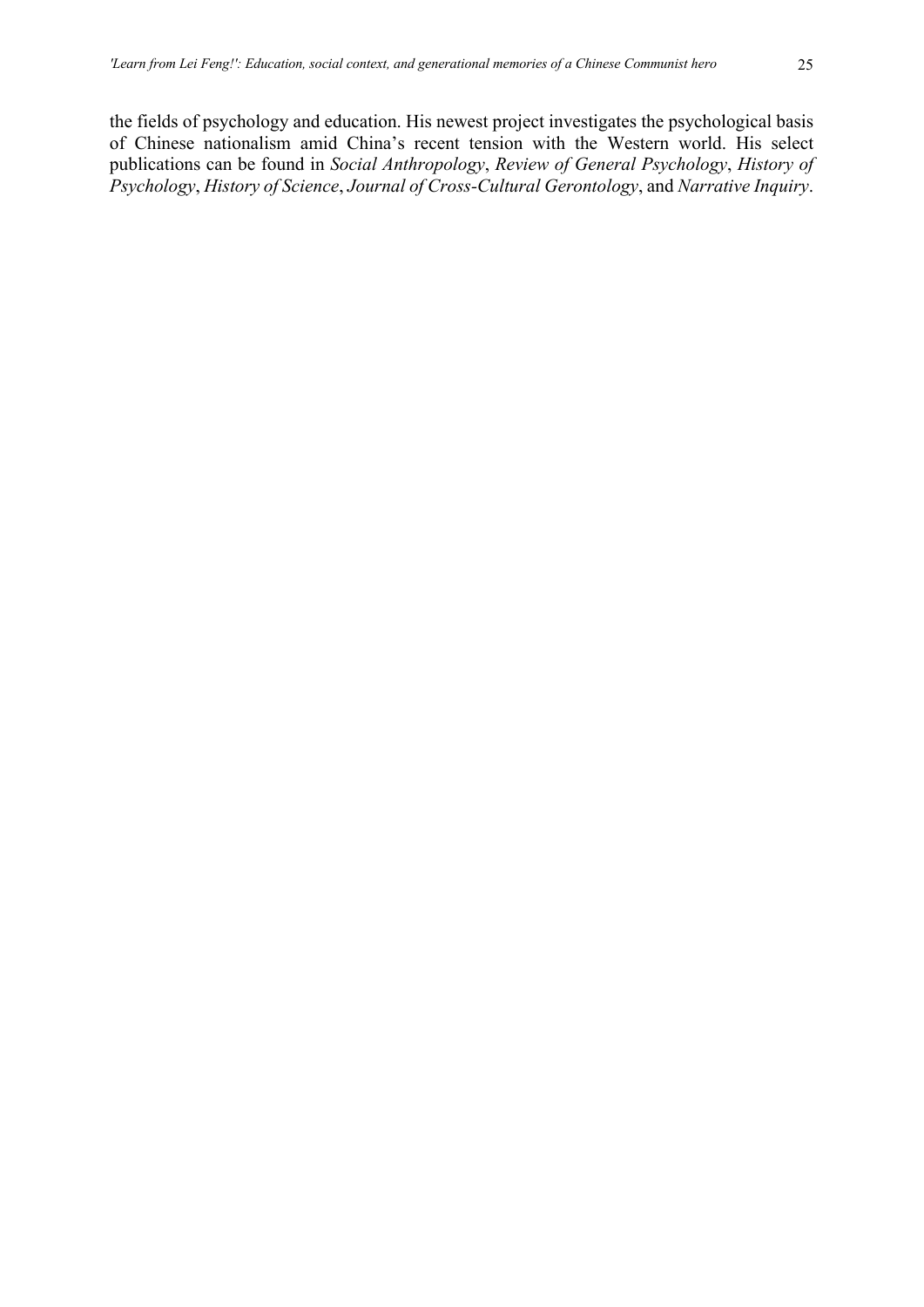the fields of psychology and education. His newest project investigates the psychological basis of Chinese nationalism amid China's recent tension with the Western world. His select publications can be found in *Social Anthropology*, *Review of General Psychology*, *History of Psychology*, *History of Science*, *Journal of Cross-Cultural Gerontology*, and *Narrative Inquiry*.